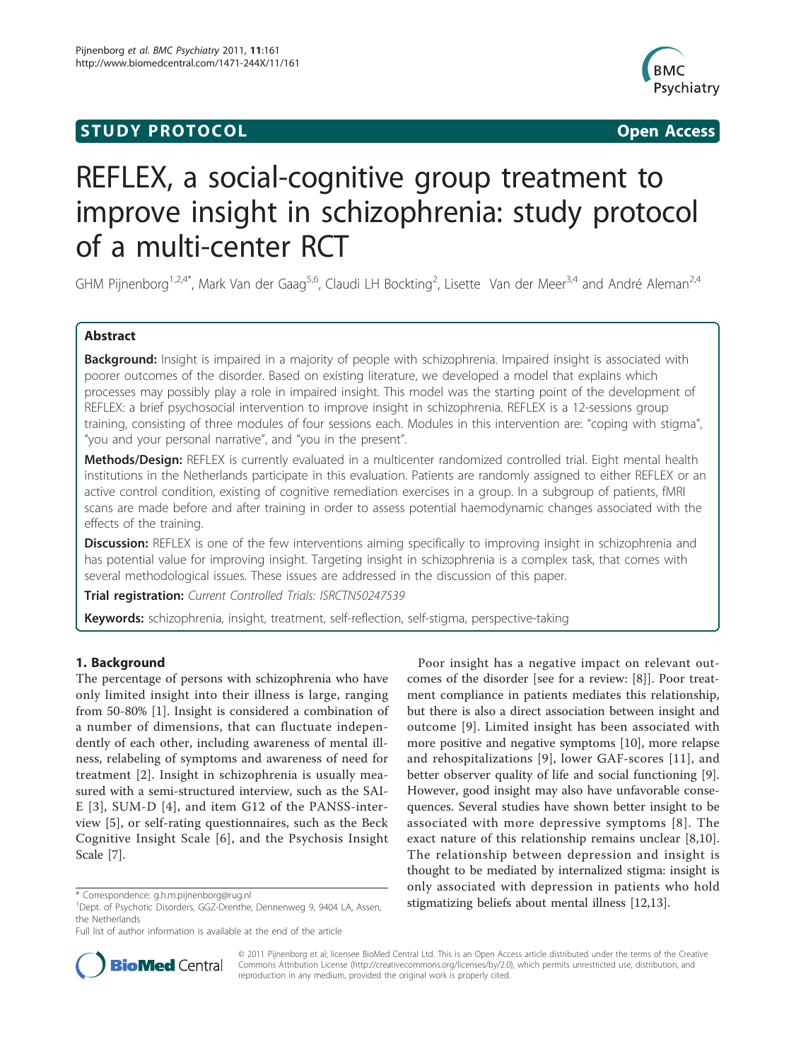**STUDY PROTOCOL** **Open Access**

# REFLEX, a social-cognitive group treatment to improve insight in schizophrenia: study protocol of a multi-center RCT

GHM Pijnenborg[1,2,4*], Mark Van der Gaag[5,6], Claudi LH Bockting[2], Lisette Van der Meer[3,4] and André Aleman[2,4]

## Abstract

**Background:** Insight is impaired in a majority of people with schizophrenia. Impaired insight is associated with poorer outcomes of the disorder. Based on existing literature, we developed a model that explains which processes may possibly play a role in impaired insight. This model was the starting point of the development of REFLEX: a brief psychosocial intervention to improve insight in schizophrenia. REFLEX is a 12-sessions group training, consisting of three modules of four sessions each. Modules in this intervention are: "coping with stigma", "you and your personal narrative", and "you in the present".

**Methods/Design:** REFLEX is currently evaluated in a multicenter randomized controlled trial. Eight mental health institutions in the Netherlands participate in this evaluation. Patients are randomly assigned to either REFLEX or an active control condition, existing of cognitive remediation exercises in a group. In a subgroup of patients, fMRI scans are made before and after training in order to assess potential haemodynamic changes associated with the effects of the training.

**Discussion:** REFLEX is one of the few interventions aiming specifically to improving insight in schizophrenia and has potential value for improving insight. Targeting insight in schizophrenia is a complex task, that comes with several methodological issues. These issues are addressed in the discussion of this paper.

**Trial registration:** *Current Controlled Trials: ISRCTN50247539*

**Keywords:** schizophrenia, insight, treatment, self-reflection, self-stigma, perspective-taking

## 1. Background

The percentage of persons with schizophrenia who have only limited insight into their illness is large, ranging from 50-80% [1]. Insight is considered a combination of a number of dimensions, that can fluctuate independently of each other, including awareness of mental illness, relabeling of symptoms and awareness of need for treatment [2]. Insight in schizophrenia is usually measured with a semi-structured interview, such as the SAI-E [3], SUM-D [4], and item G12 of the PANSS-interview [5], or self-rating questionnaires, such as the Beck Cognitive Insight Scale [6], and the Psychosis Insight Scale [7].

Poor insight has a negative impact on relevant outcomes of the disorder [see for a review: [8]]. Poor treatment compliance in patients mediates this relationship, but there is also a direct association between insight and outcome [9]. Limited insight has been associated with more positive and negative symptoms [10], more relapse and rehospitalizations [9], lower GAF-scores [11], and better observer quality of life and social functioning [9]. However, good insight may also have unfavorable consequences. Several studies have shown better insight to be associated with more depressive symptoms [8]. The exact nature of this relationship remains unclear [8,10]. The relationship between depression and insight is thought to be mediated by internalized stigma: insight is only associated with depression in patients who hold stigmatizing beliefs about mental illness [12,13].

\* Correspondence: g.h.m.pijnenborg@rug.nl
[1]Dept. of Psychotic Disorders, GGZ-Drenthe, Dennenweg 9, 9404 LA, Assen, the Netherlands
Full list of author information is available at the end of the article

© 2011 Pijnenborg et al; licensee BioMed Central Ltd. This is an Open Access article distributed under the terms of the Creative Commons Attribution License (http://creativecommons.org/licenses/by/2.0), which permits unrestricted use, distribution, and reproduction in any medium, provided the original work is properly cited.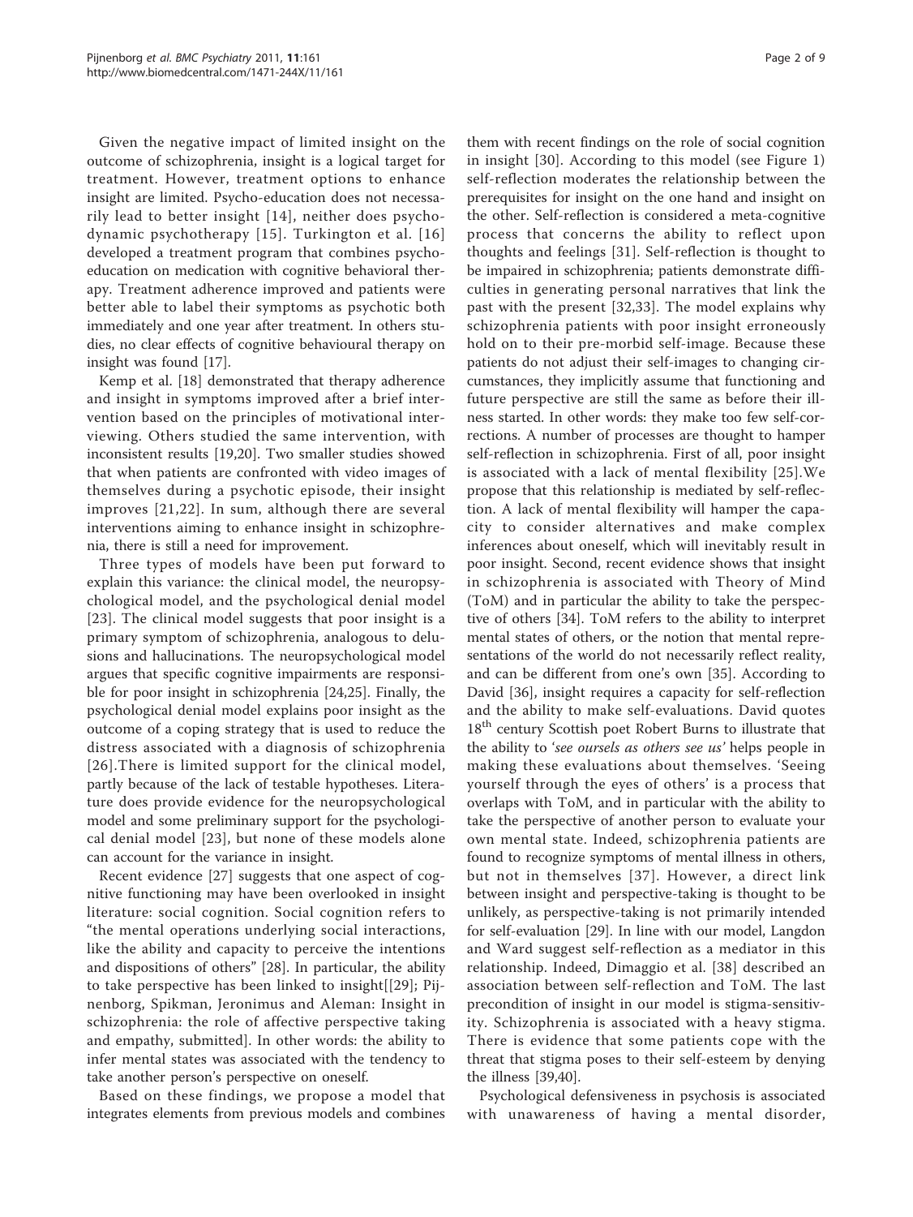Given the negative impact of limited insight on the outcome of schizophrenia, insight is a logical target for treatment. However, treatment options to enhance insight are limited. Psycho-education does not necessarily lead to better insight [14], neither does psychodynamic psychotherapy [15]. Turkington et al. [16] developed a treatment program that combines psychoeducation on medication with cognitive behavioral therapy. Treatment adherence improved and patients were better able to label their symptoms as psychotic both immediately and one year after treatment. In others studies, no clear effects of cognitive behavioural therapy on insight was found [17].

Kemp et al. [18] demonstrated that therapy adherence and insight in symptoms improved after a brief intervention based on the principles of motivational interviewing. Others studied the same intervention, with inconsistent results [19,20]. Two smaller studies showed that when patients are confronted with video images of themselves during a psychotic episode, their insight improves [21,22]. In sum, although there are several interventions aiming to enhance insight in schizophrenia, there is still a need for improvement.

Three types of models have been put forward to explain this variance: the clinical model, the neuropsychological model, and the psychological denial model [23]. The clinical model suggests that poor insight is a primary symptom of schizophrenia, analogous to delusions and hallucinations. The neuropsychological model argues that specific cognitive impairments are responsible for poor insight in schizophrenia [24,25]. Finally, the psychological denial model explains poor insight as the outcome of a coping strategy that is used to reduce the distress associated with a diagnosis of schizophrenia [26].There is limited support for the clinical model, partly because of the lack of testable hypotheses. Literature does provide evidence for the neuropsychological model and some preliminary support for the psychological denial model [23], but none of these models alone can account for the variance in insight.

Recent evidence [27] suggests that one aspect of cognitive functioning may have been overlooked in insight literature: social cognition. Social cognition refers to "the mental operations underlying social interactions, like the ability and capacity to perceive the intentions and dispositions of others" [28]. In particular, the ability to take perspective has been linked to insight[[29]; Pijnenborg, Spikman, Jeronimus and Aleman: Insight in schizophrenia: the role of affective perspective taking and empathy, submitted]. In other words: the ability to infer mental states was associated with the tendency to take another person's perspective on oneself.

Based on these findings, we propose a model that integrates elements from previous models and combines them with recent findings on the role of social cognition in insight [30]. According to this model (see Figure 1) self-reflection moderates the relationship between the prerequisites for insight on the one hand and insight on the other. Self-reflection is considered a meta-cognitive process that concerns the ability to reflect upon thoughts and feelings [31]. Self-reflection is thought to be impaired in schizophrenia; patients demonstrate difficulties in generating personal narratives that link the past with the present [32,33]. The model explains why schizophrenia patients with poor insight erroneously hold on to their pre-morbid self-image. Because these patients do not adjust their self-images to changing circumstances, they implicitly assume that functioning and future perspective are still the same as before their illness started. In other words: they make too few self-corrections. A number of processes are thought to hamper self-reflection in schizophrenia. First of all, poor insight is associated with a lack of mental flexibility [25].We propose that this relationship is mediated by self-reflection. A lack of mental flexibility will hamper the capacity to consider alternatives and make complex inferences about oneself, which will inevitably result in poor insight. Second, recent evidence shows that insight in schizophrenia is associated with Theory of Mind (ToM) and in particular the ability to take the perspective of others [34]. ToM refers to the ability to interpret mental states of others, or the notion that mental representations of the world do not necessarily reflect reality, and can be different from one's own [35]. According to David [36], insight requires a capacity for self-reflection and the ability to make self-evaluations. David quotes 18th century Scottish poet Robert Burns to illustrate that the ability to '*see oursels as others see us*' helps people in making these evaluations about themselves. 'Seeing yourself through the eyes of others' is a process that overlaps with ToM, and in particular with the ability to take the perspective of another person to evaluate your own mental state. Indeed, schizophrenia patients are found to recognize symptoms of mental illness in others, but not in themselves [37]. However, a direct link between insight and perspective-taking is thought to be unlikely, as perspective-taking is not primarily intended for self-evaluation [29]. In line with our model, Langdon and Ward suggest self-reflection as a mediator in this relationship. Indeed, Dimaggio et al. [38] described an association between self-reflection and ToM. The last precondition of insight in our model is stigma-sensitivity. Schizophrenia is associated with a heavy stigma. There is evidence that some patients cope with the threat that stigma poses to their self-esteem by denying the illness [39,40].

Psychological defensiveness in psychosis is associated with unawareness of having a mental disorder,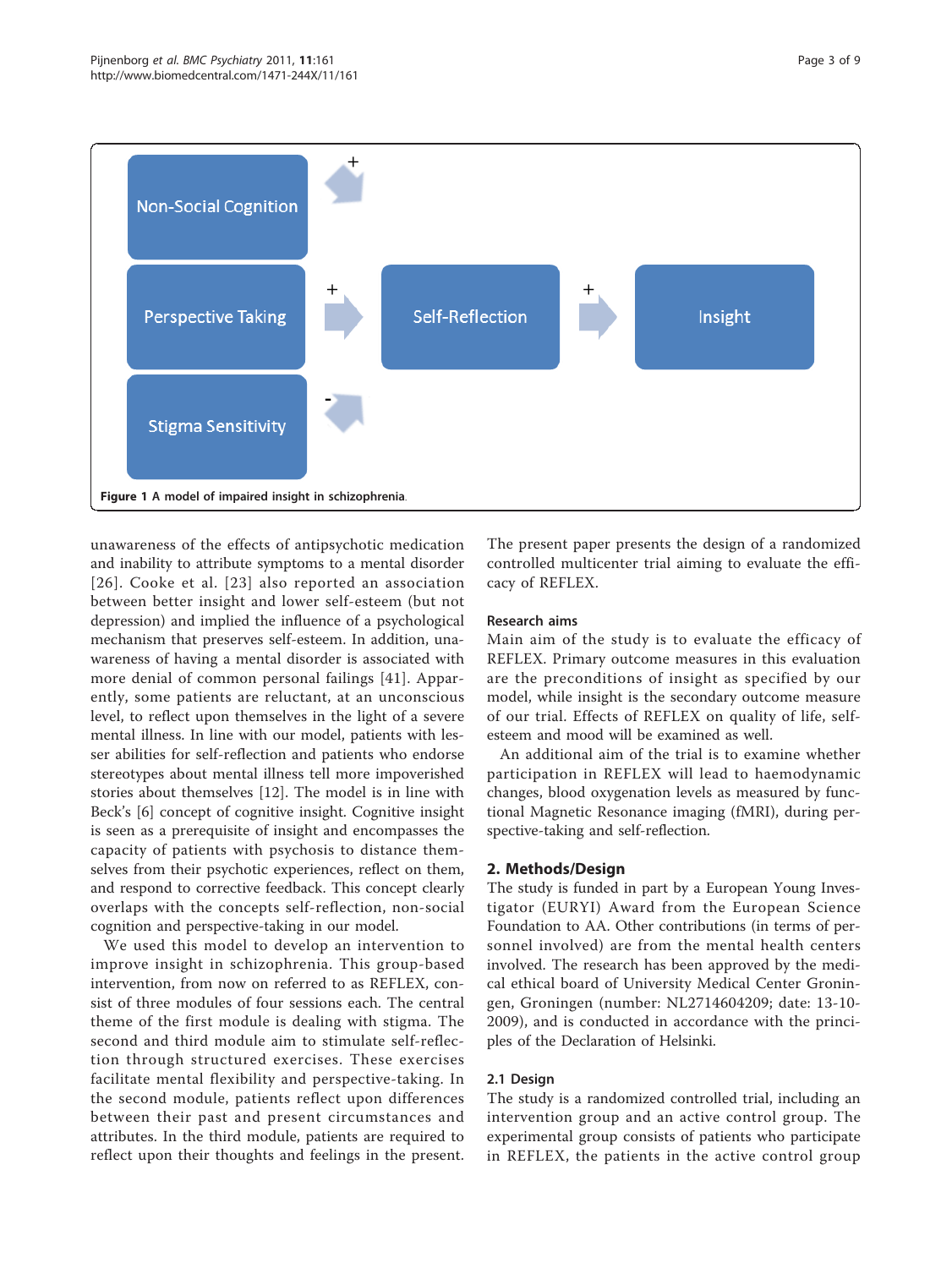**Figure 1** A model of impaired insight in schizophrenia.

unawareness of the effects of antipsychotic medication and inability to attribute symptoms to a mental disorder [26]. Cooke et al. [23] also reported an association between better insight and lower self-esteem (but not depression) and implied the influence of a psychological mechanism that preserves self-esteem. In addition, unawareness of having a mental disorder is associated with more denial of common personal failings [41]. Apparently, some patients are reluctant, at an unconscious level, to reflect upon themselves in the light of a severe mental illness. In line with our model, patients with lesser abilities for self-reflection and patients who endorse stereotypes about mental illness tell more impoverished stories about themselves [12]. The model is in line with Beck's [6] concept of cognitive insight. Cognitive insight is seen as a prerequisite of insight and encompasses the capacity of patients with psychosis to distance themselves from their psychotic experiences, reflect on them, and respond to corrective feedback. This concept clearly overlaps with the concepts self-reflection, non-social cognition and perspective-taking in our model.

We used this model to develop an intervention to improve insight in schizophrenia. This group-based intervention, from now on referred to as REFLEX, consist of three modules of four sessions each. The central theme of the first module is dealing with stigma. The second and third module aim to stimulate self-reflection through structured exercises. These exercises facilitate mental flexibility and perspective-taking. In the second module, patients reflect upon differences between their past and present circumstances and attributes. In the third module, patients are required to reflect upon their thoughts and feelings in the present. The present paper presents the design of a randomized controlled multicenter trial aiming to evaluate the efficacy of REFLEX.

### Research aims

Main aim of the study is to evaluate the efficacy of REFLEX. Primary outcome measures in this evaluation are the preconditions of insight as specified by our model, while insight is the secondary outcome measure of our trial. Effects of REFLEX on quality of life, self-esteem and mood will be examined as well.

An additional aim of the trial is to examine whether participation in REFLEX will lead to haemodynamic changes, blood oxygenation levels as measured by functional Magnetic Resonance imaging (fMRI), during perspective-taking and self-reflection.

## 2. Methods/Design

The study is funded in part by a European Young Investigator (EURYI) Award from the European Science Foundation to AA. Other contributions (in terms of personnel involved) are from the mental health centers involved. The research has been approved by the medical ethical board of University Medical Center Groningen, Groningen (number: NL2714604209; date: 13-10-2009), and is conducted in accordance with the principles of the Declaration of Helsinki.

### 2.1 Design

The study is a randomized controlled trial, including an intervention group and an active control group. The experimental group consists of patients who participate in REFLEX, the patients in the active control group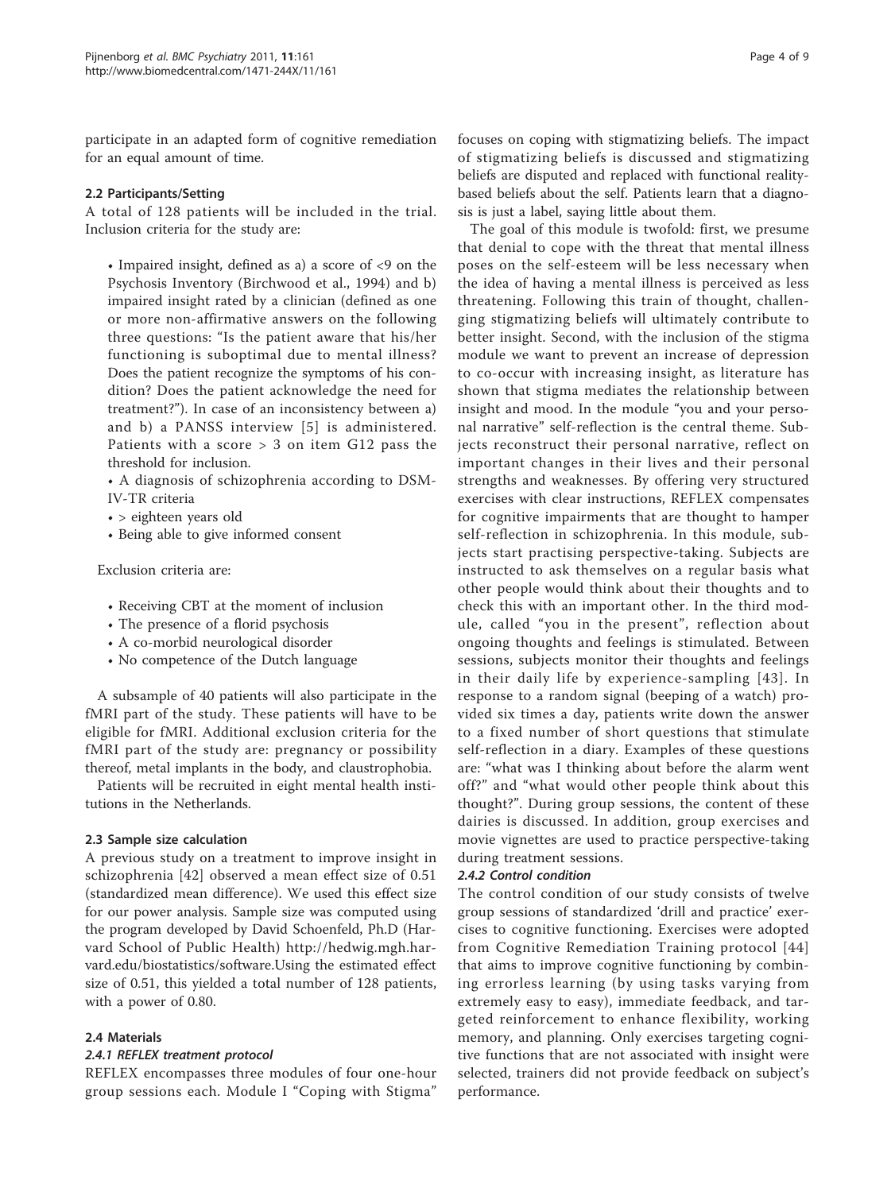participate in an adapted form of cognitive remediation for an equal amount of time.

### 2.2 Participants/Setting

A total of 128 patients will be included in the trial. Inclusion criteria for the study are:

- Impaired insight, defined as a) a score of <9 on the Psychosis Inventory (Birchwood et al., 1994) and b) impaired insight rated by a clinician (defined as one or more non-affirmative answers on the following three questions: "Is the patient aware that his/her functioning is suboptimal due to mental illness? Does the patient recognize the symptoms of his condition? Does the patient acknowledge the need for treatment?"). In case of an inconsistency between a) and b) a PANSS interview [5] is administered. Patients with a score > 3 on item G12 pass the threshold for inclusion.
- A diagnosis of schizophrenia according to DSM-IV-TR criteria
- > eighteen years old
- Being able to give informed consent

Exclusion criteria are:

- Receiving CBT at the moment of inclusion
- The presence of a florid psychosis
- A co-morbid neurological disorder
- No competence of the Dutch language

A subsample of 40 patients will also participate in the fMRI part of the study. These patients will have to be eligible for fMRI. Additional exclusion criteria for the fMRI part of the study are: pregnancy or possibility thereof, metal implants in the body, and claustrophobia.

Patients will be recruited in eight mental health institutions in the Netherlands.

### 2.3 Sample size calculation

A previous study on a treatment to improve insight in schizophrenia [42] observed a mean effect size of 0.51 (standardized mean difference). We used this effect size for our power analysis. Sample size was computed using the program developed by David Schoenfeld, Ph.D (Harvard School of Public Health) http://hedwig.mgh.harvard.edu/biostatistics/software.Using the estimated effect size of 0.51, this yielded a total number of 128 patients, with a power of 0.80.

### 2.4 Materials

#### 2.4.1 REFLEX treatment protocol

REFLEX encompasses three modules of four one-hour group sessions each. Module I "Coping with Stigma" focuses on coping with stigmatizing beliefs. The impact of stigmatizing beliefs is discussed and stigmatizing beliefs are disputed and replaced with functional reality-based beliefs about the self. Patients learn that a diagnosis is just a label, saying little about them.

The goal of this module is twofold: first, we presume that denial to cope with the threat that mental illness poses on the self-esteem will be less necessary when the idea of having a mental illness is perceived as less threatening. Following this train of thought, challenging stigmatizing beliefs will ultimately contribute to better insight. Second, with the inclusion of the stigma module we want to prevent an increase of depression to co-occur with increasing insight, as literature has shown that stigma mediates the relationship between insight and mood. In the module "you and your personal narrative" self-reflection is the central theme. Subjects reconstruct their personal narrative, reflect on important changes in their lives and their personal strengths and weaknesses. By offering very structured exercises with clear instructions, REFLEX compensates for cognitive impairments that are thought to hamper self-reflection in schizophrenia. In this module, subjects start practising perspective-taking. Subjects are instructed to ask themselves on a regular basis what other people would think about their thoughts and to check this with an important other. In the third module, called "you in the present", reflection about ongoing thoughts and feelings is stimulated. Between sessions, subjects monitor their thoughts and feelings in their daily life by experience-sampling [43]. In response to a random signal (beeping of a watch) provided six times a day, patients write down the answer to a fixed number of short questions that stimulate self-reflection in a diary. Examples of these questions are: "what was I thinking about before the alarm went off?" and "what would other people think about this thought?". During group sessions, the content of these dairies is discussed. In addition, group exercises and movie vignettes are used to practice perspective-taking during treatment sessions.

#### 2.4.2 Control condition

The control condition of our study consists of twelve group sessions of standardized 'drill and practice' exercises to cognitive functioning. Exercises were adopted from Cognitive Remediation Training protocol [44] that aims to improve cognitive functioning by combining errorless learning (by using tasks varying from extremely easy to easy), immediate feedback, and targeted reinforcement to enhance flexibility, working memory, and planning. Only exercises targeting cognitive functions that are not associated with insight were selected, trainers did not provide feedback on subject's performance.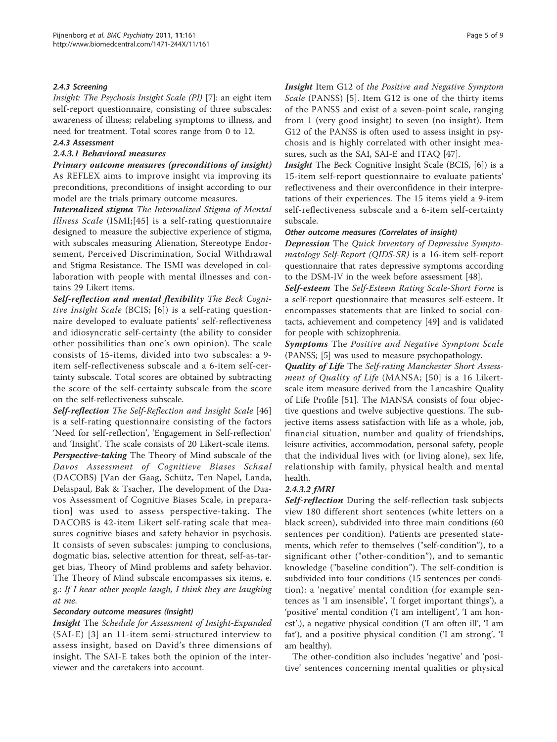#### 2.4.3 Screening

*Insight: The Psychosis Insight Scale (PI)* [7]: an eight item self-report questionnaire, consisting of three subscales: awareness of illness; relabeling symptoms to illness, and need for treatment. Total scores range from 0 to 12.

#### 2.4.3 Assessment

##### 2.4.3.1 Behavioral measures

***Primary outcome measures (preconditions of insight)*** As REFLEX aims to improve insight via improving its preconditions, preconditions of insight according to our model are the trials primary outcome measures.

***Internalized stigma*** The *Internalized Stigma of Mental Illness Scale* (ISMI;[45] is a self-rating questionnaire designed to measure the subjective experience of stigma, with subscales measuring Alienation, Stereotype Endorsement, Perceived Discrimination, Social Withdrawal and Stigma Resistance. The ISMI was developed in collaboration with people with mental illnesses and contains 29 Likert items.

***Self-reflection and mental flexibility*** The *Beck Cognitive Insight Scale* (BCIS; [6]) is a self-rating questionnaire developed to evaluate patients' self-reflectiveness and idiosyncratic self-certainty (the ability to consider other possibilities than one's own opinion). The scale consists of 15-items, divided into two subscales: a 9-item self-reflectiveness subscale and a 6-item self-certainty subscale. Total scores are obtained by subtracting the score of the self-certainty subscale from the score on the self-reflectiveness subscale.

***Self-reflection*** The *Self-Reflection and Insight Scale* [46] is a self-rating questionnaire consisting of the factors 'Need for self-reflection', 'Engagement in Self-reflection' and 'Insight'. The scale consists of 20 Likert-scale items.

***Perspective-taking*** The Theory of Mind subscale of the *Davos Assessment of Cognitieve Biases Schaal* (DACOBS) [Van der Gaag, Schütz, Ten Napel, Landa, Delaspaul, Bak & Tsacher, The development of the Daavos Assessment of Cognitive Biases Scale, in preparation] was used to assess perspective-taking. The DACOBS is 42-item Likert self-rating scale that measures cognitive biases and safety behavior in psychosis. It consists of seven subscales: jumping to conclusions, dogmatic bias, selective attention for threat, self-as-target bias, Theory of Mind problems and safety behavior. The Theory of Mind subscale encompasses six items, e. g.: *If I hear other people laugh, I think they are laughing at me.*

**Secondary outcome measures (Insight)**

***Insight*** The *Schedule for Assessment of Insight-Expanded* (SAI-E) [3] an 11-item semi-structured interview to assess insight, based on David's three dimensions of insight. The SAI-E takes both the opinion of the interviewer and the caretakers into account.

***Insight*** Item G12 of *the Positive and Negative Symptom Scale* (PANSS) [5]. Item G12 is one of the thirty items of the PANSS and exist of a seven-point scale, ranging from 1 (very good insight) to seven (no insight). Item G12 of the PANSS is often used to assess insight in psychosis and is highly correlated with other insight measures, such as the SAI, SAI-E and ITAQ [47].

***Insight*** The Beck Cognitive Insight Scale (BCIS, [6]) is a 15-item self-report questionnaire to evaluate patients' reflectiveness and their overconfidence in their interpretations of their experiences. The 15 items yield a 9-item self-reflectiveness subscale and a 6-item self-certainty subscale.

**Other outcome measures (Correlates of insight)**

***Depression*** The *Quick Inventory of Depressive Symptomatology Self-Report (QIDS-SR)* is a 16-item self-report questionnaire that rates depressive symptoms according to the DSM-IV in the week before assessment [48].

***Self-esteem*** The *Self-Esteem Rating Scale-Short Form* is a self-report questionnaire that measures self-esteem. It encompasses statements that are linked to social contacts, achievement and competency [49] and is validated for people with schizophrenia.

***Symptoms*** The *Positive and Negative Symptom Scale* (PANSS; [5] was used to measure psychopathology.

***Quality of Life*** The *Self-rating Manchester Short Assessment of Quality of Life* (MANSA; [50] is a 16 Likert-scale item measure derived from the Lancashire Quality of Life Profile [51]. The MANSA consists of four objective questions and twelve subjective questions. The subjective items assess satisfaction with life as a whole, job, financial situation, number and quality of friendships, leisure activities, accommodation, personal safety, people that the individual lives with (or living alone), sex life, relationship with family, physical health and mental health.

##### 2.4.3.2 fMRI

***Self-reflection*** During the self-reflection task subjects view 180 different short sentences (white letters on a black screen), subdivided into three main conditions (60 sentences per condition). Patients are presented statements, which refer to themselves ("self-condition"), to a significant other ("other-condition"), and to semantic knowledge ("baseline condition"). The self-condition is subdivided into four conditions (15 sentences per condition): a 'negative' mental condition (for example sentences as 'I am insensible', 'I forget important things'), a 'positive' mental condition ('I am intelligent', 'I am honest'.), a negative physical condition ('I am often ill', 'I am fat'), and a positive physical condition ('I am strong', 'I am healthy).

The other-condition also includes 'negative' and 'positive' sentences concerning mental qualities or physical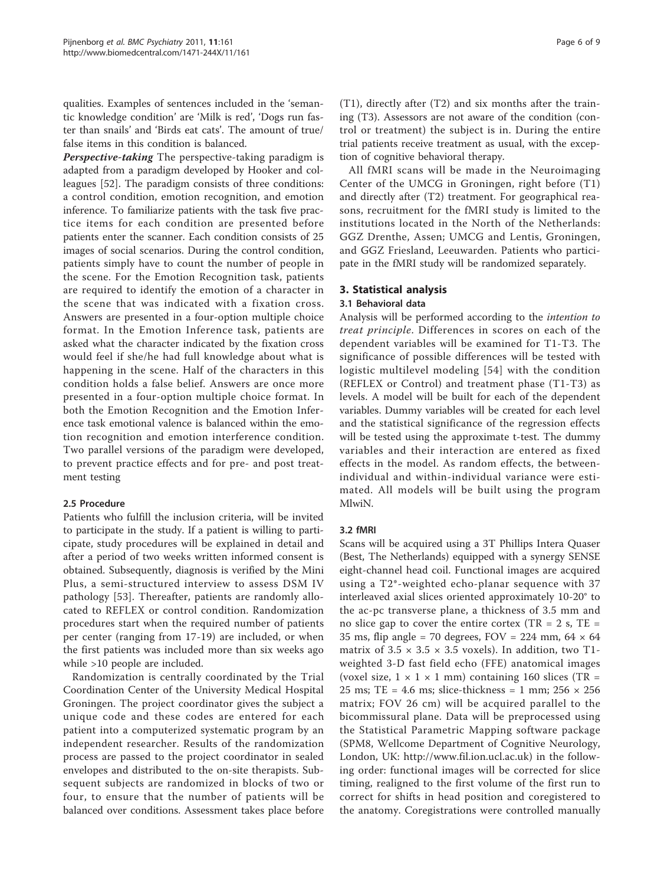qualities. Examples of sentences included in the 'semantic knowledge condition' are 'Milk is red', 'Dogs run faster than snails' and 'Birds eat cats'. The amount of true/false items in this condition is balanced.

***Perspective-taking*** The perspective-taking paradigm is adapted from a paradigm developed by Hooker and colleagues [52]. The paradigm consists of three conditions: a control condition, emotion recognition, and emotion inference. To familiarize patients with the task five practice items for each condition are presented before patients enter the scanner. Each condition consists of 25 images of social scenarios. During the control condition, patients simply have to count the number of people in the scene. For the Emotion Recognition task, patients are required to identify the emotion of a character in the scene that was indicated with a fixation cross. Answers are presented in a four-option multiple choice format. In the Emotion Inference task, patients are asked what the character indicated by the fixation cross would feel if she/he had full knowledge about what is happening in the scene. Half of the characters in this condition holds a false belief. Answers are once more presented in a four-option multiple choice format. In both the Emotion Recognition and the Emotion Inference task emotional valence is balanced within the emotion recognition and emotion interference condition. Two parallel versions of the paradigm were developed, to prevent practice effects and for pre- and post treatment testing

#### 2.5 Procedure

Patients who fulfill the inclusion criteria, will be invited to participate in the study. If a patient is willing to participate, study procedures will be explained in detail and after a period of two weeks written informed consent is obtained. Subsequently, diagnosis is verified by the Mini Plus, a semi-structured interview to assess DSM IV pathology [53]. Thereafter, patients are randomly allocated to REFLEX or control condition. Randomization procedures start when the required number of patients per center (ranging from 17-19) are included, or when the first patients was included more than six weeks ago while >10 people are included.

Randomization is centrally coordinated by the Trial Coordination Center of the University Medical Hospital Groningen. The project coordinator gives the subject a unique code and these codes are entered for each patient into a computerized systematic program by an independent researcher. Results of the randomization process are passed to the project coordinator in sealed envelopes and distributed to the on-site therapists. Subsequent subjects are randomized in blocks of two or four, to ensure that the number of patients will be balanced over conditions. Assessment takes place before (T1), directly after (T2) and six months after the training (T3). Assessors are not aware of the condition (control or treatment) the subject is in. During the entire trial patients receive treatment as usual, with the exception of cognitive behavioral therapy.

All fMRI scans will be made in the Neuroimaging Center of the UMCG in Groningen, right before (T1) and directly after (T2) treatment. For geographical reasons, recruitment for the fMRI study is limited to the institutions located in the North of the Netherlands: GGZ Drenthe, Assen; UMCG and Lentis, Groningen, and GGZ Friesland, Leeuwarden. Patients who participate in the fMRI study will be randomized separately.

### 3. Statistical analysis

#### 3.1 Behavioral data

Analysis will be performed according to the *intention to treat principle*. Differences in scores on each of the dependent variables will be examined for T1-T3. The significance of possible differences will be tested with logistic multilevel modeling [54] with the condition (REFLEX or Control) and treatment phase (T1-T3) as levels. A model will be built for each of the dependent variables. Dummy variables will be created for each level and the statistical significance of the regression effects will be tested using the approximate t-test. The dummy variables and their interaction are entered as fixed effects in the model. As random effects, the between-individual and within-individual variance were estimated. All models will be built using the program MlwiN.

#### 3.2 fMRI

Scans will be acquired using a 3T Phillips Intera Quaser (Best, The Netherlands) equipped with a synergy SENSE eight-channel head coil. Functional images are acquired using a T2*-weighted echo-planar sequence with 37 interleaved axial slices oriented approximately 10-20° to the ac-pc transverse plane, a thickness of 3.5 mm and no slice gap to cover the entire cortex (TR = 2 s, TE = 35 ms, flip angle = 70 degrees, FOV = 224 mm, $64 \times 64$ matrix of $3.5 \times 3.5 \times 3.5$ voxels). In addition, two T1-weighted 3-D fast field echo (FFE) anatomical images (voxel size, $1 \times 1 \times 1$ mm) containing 160 slices (TR = 25 ms; TE = 4.6 ms; slice-thickness = 1 mm; $256 \times 256$ matrix; FOV 26 cm) will be acquired parallel to the bicommissural plane. Data will be preprocessed using the Statistical Parametric Mapping software package (SPM8, Wellcome Department of Cognitive Neurology, London, UK: http://www.fil.ion.ucl.ac.uk) in the following order: functional images will be corrected for slice timing, realigned to the first volume of the first run to correct for shifts in head position and coregistered to the anatomy. Coregistrations were controlled manually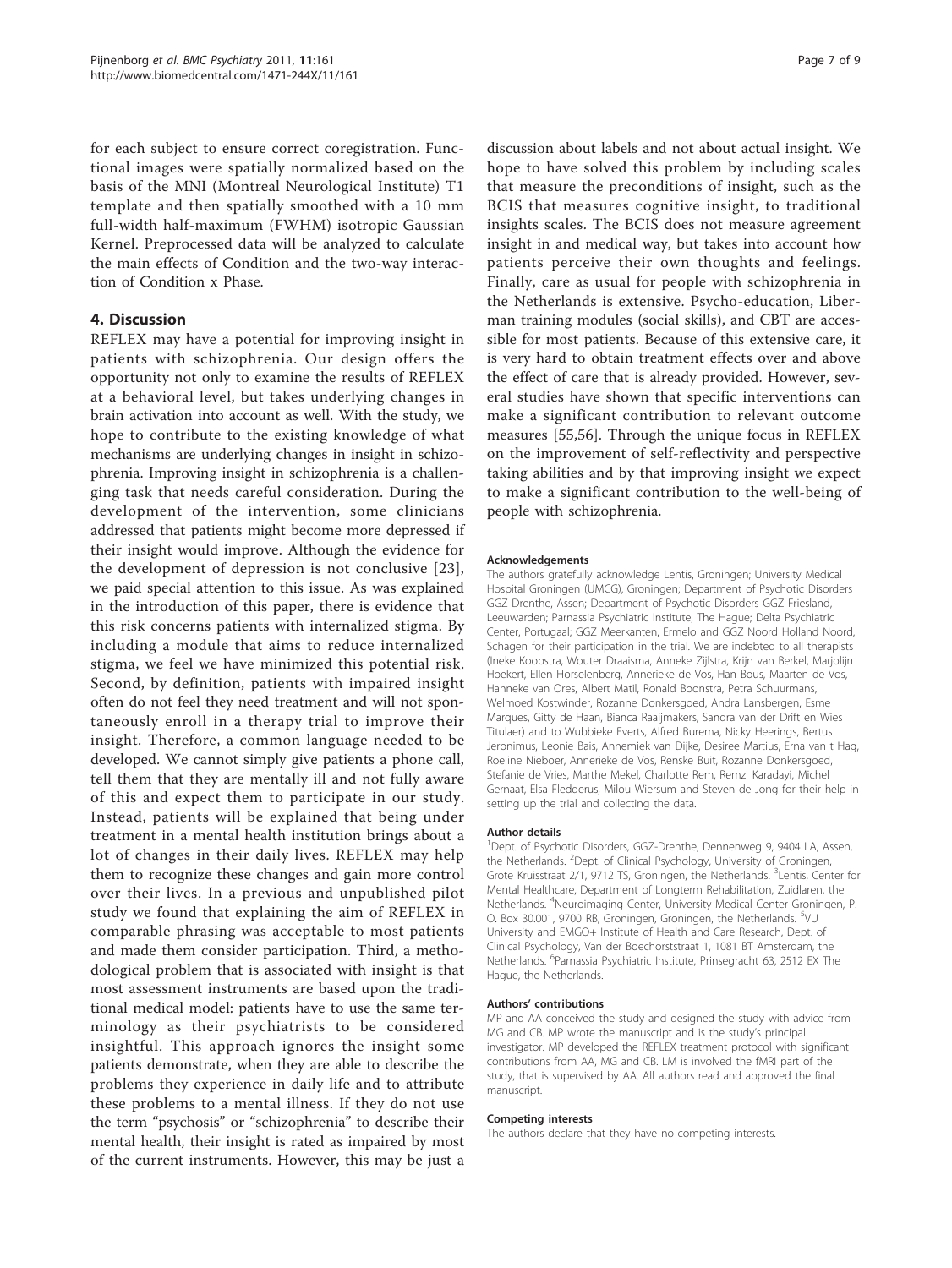for each subject to ensure correct coregistration. Functional images were spatially normalized based on the basis of the MNI (Montreal Neurological Institute) T1 template and then spatially smoothed with a 10 mm full-width half-maximum (FWHM) isotropic Gaussian Kernel. Preprocessed data will be analyzed to calculate the main effects of Condition and the two-way interaction of Condition x Phase.

## 4. Discussion

REFLEX may have a potential for improving insight in patients with schizophrenia. Our design offers the opportunity not only to examine the results of REFLEX at a behavioral level, but takes underlying changes in brain activation into account as well. With the study, we hope to contribute to the existing knowledge of what mechanisms are underlying changes in insight in schizophrenia. Improving insight in schizophrenia is a challenging task that needs careful consideration. During the development of the intervention, some clinicians addressed that patients might become more depressed if their insight would improve. Although the evidence for the development of depression is not conclusive [23], we paid special attention to this issue. As was explained in the introduction of this paper, there is evidence that this risk concerns patients with internalized stigma. By including a module that aims to reduce internalized stigma, we feel we have minimized this potential risk. Second, by definition, patients with impaired insight often do not feel they need treatment and will not spontaneously enroll in a therapy trial to improve their insight. Therefore, a common language needed to be developed. We cannot simply give patients a phone call, tell them that they are mentally ill and not fully aware of this and expect them to participate in our study. Instead, patients will be explained that being under treatment in a mental health institution brings about a lot of changes in their daily lives. REFLEX may help them to recognize these changes and gain more control over their lives. In a previous and unpublished pilot study we found that explaining the aim of REFLEX in comparable phrasing was acceptable to most patients and made them consider participation. Third, a methodological problem that is associated with insight is that most assessment instruments are based upon the traditional medical model: patients have to use the same terminology as their psychiatrists to be considered insightful. This approach ignores the insight some patients demonstrate, when they are able to describe the problems they experience in daily life and to attribute these problems to a mental illness. If they do not use the term "psychosis" or "schizophrenia" to describe their mental health, their insight is rated as impaired by most of the current instruments. However, this may be just a discussion about labels and not about actual insight. We hope to have solved this problem by including scales that measure the preconditions of insight, such as the BCIS that measures cognitive insight, to traditional insights scales. The BCIS does not measure agreement insight in and medical way, but takes into account how patients perceive their own thoughts and feelings. Finally, care as usual for people with schizophrenia in the Netherlands is extensive. Psycho-education, Liberman training modules (social skills), and CBT are accessible for most patients. Because of this extensive care, it is very hard to obtain treatment effects over and above the effect of care that is already provided. However, several studies have shown that specific interventions can make a significant contribution to relevant outcome measures [55,56]. Through the unique focus in REFLEX on the improvement of self-reflectivity and perspective taking abilities and by that improving insight we expect to make a significant contribution to the well-being of people with schizophrenia.

#### Acknowledgements

The authors gratefully acknowledge Lentis, Groningen; University Medical Hospital Groningen (UMCG), Groningen; Department of Psychotic Disorders GGZ Drenthe, Assen; Department of Psychotic Disorders GGZ Friesland, Leeuwarden; Parnassia Psychiatric Institute, The Hague; Delta Psychiatric Center, Portugaal; GGZ Meerkanten, Ermelo and GGZ Noord Holland Noord, Schagen for their participation in the trial. We are indebted to all therapists (Ineke Koopstra, Wouter Draaisma, Anneke Zijlstra, Krijn van Berkel, Marjolijn Hoekert, Ellen Horselenberg, Annerieke de Vos, Han Bous, Maarten de Vos, Hanneke van Ores, Albert Matil, Ronald Boonstra, Petra Schuurmans, Welmoed Kostwinder, Rozanne Donkersgoed, Andra Lansbergen, Esme Marques, Gitty de Haan, Bianca Raaijmakers, Sandra van der Drift en Wies Titulaer) and to Wubbieke Everts, Alfred Burema, Nicky Heerings, Bertus Jeronimus, Leonie Bais, Annemiek van Dijke, Desiree Martius, Erna van t Hag, Roeline Nieboer, Annerieke de Vos, Renske Buit, Rozanne Donkersgoed, Stefanie de Vries, Marthe Mekel, Charlotte Rem, Remzi Karadayi, Michel Gernaat, Elsa Fledderus, Milou Wiersum and Steven de Jong for their help in setting up the trial and collecting the data.

#### Author details

[1]Dept. of Psychotic Disorders, GGZ-Drenthe, Dennenweg 9, 9404 LA, Assen, the Netherlands. [2]Dept. of Clinical Psychology, University of Groningen, Grote Kruisstraat 2/1, 9712 TS, Groningen, the Netherlands. [3]Lentis, Center for Mental Healthcare, Department of Longterm Rehabilitation, Zuidlaren, the Netherlands. [4]Neuroimaging Center, University Medical Center Groningen, P. O. Box 30.001, 9700 RB, Groningen, Groningen, the Netherlands. [5]VU University and EMGO+ Institute of Health and Care Research, Dept. of Clinical Psychology, Van der Boechorststraat 1, 1081 BT Amsterdam, the Netherlands. [6]Parnassia Psychiatric Institute, Prinsegracht 63, 2512 EX The Hague, the Netherlands.

#### Authors' contributions

MP and AA conceived the study and designed the study with advice from MG and CB. MP wrote the manuscript and is the study's principal investigator. MP developed the REFLEX treatment protocol with significant contributions from AA, MG and CB. LM is involved the fMRI part of the study, that is supervised by AA. All authors read and approved the final manuscript.

#### Competing interests

The authors declare that they have no competing interests.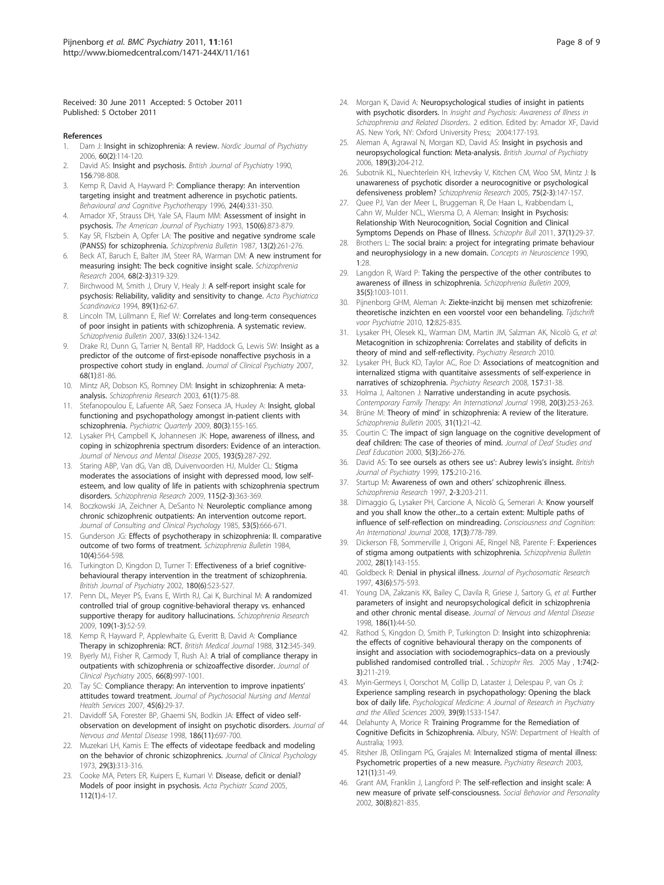Received: 30 June 2011 Accepted: 5 October 2011
Published: 5 October 2011

## References

1. Dam J: **Insight in schizophrenia: A review.** *Nordic Journal of Psychiatry* 2006, **60(2)**:114-120.
2. David AS: **Insight and psychosis.** *British Journal of Psychiatry* 1990, **156**:798-808.
3. Kemp R, David A, Hayward P: **Compliance therapy: An intervention targeting insight and treatment adherence in psychotic patients.** *Behavioural and Cognitive Psychotherapy* 1996, **24(4)**:331-350.
4. Amador XF, Strauss DH, Yale SA, Flaum MM: **Assessment of insight in psychosis.** *The American Journal of Psychiatry* 1993, **150(6)**:873-879.
5. Kay SR, Flszbein A, Opfer LA: **The positive and negative syndrome scale (PANSS) for schizophrenia.** *Schizophrenia Bulletin* 1987, **13(2)**:261-276.
6. Beck AT, Baruch E, Balter JM, Steer RA, Warman DM: **A new instrument for measuring insight: The beck cognitive insight scale.** *Schizophrenia Research* 2004, **68(2-3)**:319-329.
7. Birchwood M, Smith J, Drury V, Healy J: **A self-report insight scale for psychosis: Reliability, validity and sensitivity to change.** *Acta Psychiatrica Scandinavica* 1994, **89(1)**:62-67.
8. Lincoln TM, Lüllmann E, Rief W: **Correlates and long-term consequences of poor insight in patients with schizophrenia. A systematic review.** *Schizophrenia Bulletin* 2007, **33(6)**:1324-1342.
9. Drake RJ, Dunn G, Tarrier N, Bentall RP, Haddock G, Lewis SW: **Insight as a predictor of the outcome of first-episode nonaffective psychosis in a prospective cohort study in england.** *Journal of Clinical Psychiatry* 2007, **68(1)**:81-86.
10. Mintz AR, Dobson KS, Romney DM: **Insight in schizophrenia: A meta-analysis.** *Schizophrenia Research* 2003, **61(1)**:75-88.
11. Stefanopoulou E, Lafuente AR, Saez Fonseca JA, Huxley A: **Insight, global functioning and psychopathology amongst in-patient clients with schizophrenia.** *Psychiatric Quarterly* 2009, **80(3)**:155-165.
12. Lysaker PH, Campbell K, Johannesen JK: **Hope, awareness of illness, and coping in schizophrenia spectrum disorders: Evidence of an interaction.** *Journal of Nervous and Mental Disease* 2005, **193(5)**:287-292.
13. Staring ABP, Van dG, Van dB, Duivenvoorden HJ, Mulder CL: **Stigma moderates the associations of insight with depressed mood, low self-esteem, and low quality of life in patients with schizophrenia spectrum disorders.** *Schizophrenia Research* 2009, **115(2-3)**:363-369.
14. Boczkowski JA, Zeichner A, DeSanto N: **Neuroleptic compliance among chronic schizophrenic outpatients: An intervention outcome report.** *Journal of Consulting and Clinical Psychology* 1985, **53(5)**:666-671.
15. Gunderson JG: **Effects of psychotherapy in schizophrenia: II. comparative outcome of two forms of treatment.** *Schizophrenia Bulletin* 1984, **10(4)**:564-598.
16. Turkington D, Kingdon D, Turner T: **Effectiveness of a brief cognitive-behavioural therapy intervention in the treatment of schizophrenia.** *British Journal of Psychiatry* 2002, **180(6)**:523-527.
17. Penn DL, Meyer PS, Evans E, Wirth RJ, Cai K, Burchinal M: **A randomized controlled trial of group cognitive-behavioral therapy vs. enhanced supportive therapy for auditory hallucinations.** *Schizophrenia Research* 2009, **109(1-3)**:52-59.
18. Kemp R, Hayward P, Applewhaite G, Everitt B, David A: **Compliance Therapy in schizophrenia: RCT.** *British Medical Journal* 1988, **312**:345-349.
19. Byerly MJ, Fisher R, Carmody T, Rush AJ: **A trial of compliance therapy in outpatients with schizophrenia or schizoaffective disorder.** *Journal of Clinical Psychiatry* 2005, **66(8)**:997-1001.
20. Tay SC: **Compliance therapy: An intervention to improve inpatients' attitudes toward treatment.** *Journal of Psychosocial Nursing and Mental Health Services* 2007, **45(6)**:29-37.
21. Davidoff SA, Forester BP, Ghaemi SN, Bodkin JA: **Effect of video self-observation on development of insight on psychotic disorders.** *Journal of Nervous and Mental Disease* 1998, **186(11)**:697-700.
22. Muzekari LH, Kamis E: **The effects of videotape feedback and modeling on the behavior of chronic schizophrenics.** *Journal of Clinical Psychology* 1973, **29(3)**:313-316.
23. Cooke MA, Peters ER, Kuipers E, Kumari V: **Disease, deficit or denial? Models of poor insight in psychosis.** *Acta Psychiatr Scand* 2005, **112(1)**:4-17.
24. Morgan K, David A: **Neuropsychological studies of insight in patients with psychotic disorders.** In *Insight and Psychosis: Awareness of Illness in Schizophrenia and Related Disorders.* 2 edition. Edited by: Amador XF, David AS. New York, NY: Oxford University Press; 2004:177-193.
25. Aleman A, Agrawal N, Morgan KD, David AS: **Insight in psychosis and neuropsychological function: Meta-analysis.** *British Journal of Psychiatry* 2006, **189(3)**:204-212.
26. Subotnik KL, Nuechterlein KH, Irzhevsky V, Kitchen CM, Woo SM, Mintz J: **Is unawareness of psychotic disorder a neurocognitive or psychological defensiveness problem?** *Schizophrenia Research* 2005, **75(2-3)**:147-157.
27. Quee PJ, Van der Meer L, Bruggeman R, De Haan L, Krabbendam L, Cahn W, Mulder NCL, Wiersma D, A Aleman: **Insight in Psychosis: Relationship With Neurocognition, Social Cognition and Clinical Symptoms Depends on Phase of Illness.** *Schizophr Bull* 2011, **37(1)**:29-37.
28. Brothers L: **The social brain: a project for integrating primate behaviour and neurophysiology in a new domain.** *Concepts in Neuroscience* 1990, **1**:28.
29. Langdon R, Ward P: **Taking the perspective of the other contributes to awareness of illness in schizophrenia.** *Schizophrenia Bulletin* 2009, **35(5)**:1003-1011.
30. Pijnenborg GHM, Aleman A: **Ziekte-inzicht bij mensen met schizofrenie: theoretische inzichten en een voorstel voor een behandeling.** *Tijdschrift voor Psychiatrie* 2010, **12**:825-835.
31. Lysaker PH, Olesek KL, Warman DM, Martin JM, Salzman AK, Nicolò G, *et al*: **Metacognition in schizophrenia: Correlates and stability of deficits in theory of mind and self-reflectivity.** *Psychiatry Research* 2010.
32. Lysaker PH, Buck KD, Taylor AC, Roe D: **Associations of meatcognition and internalized stigma with quantitaive assessments of self-experience in narratives of schizophrenia.** *Psychiatry Research* 2008, **157**:31-38.
33. Holma J, Aaltonen J: **Narrative understanding in acute psychosis.** *Contemporary Family Therapy: An International Journal* 1998, **20(3)**:253-263.
34. Brüne M: **Theory of mind' in schizophrenia: A review of the literature.** *Schizophrenia Bulletin* 2005, **31(1)**:21-42.
35. Courtin C: **The impact of sign language on the cognitive development of deaf children: The case of theories of mind.** *Journal of Deaf Studies and Deaf Education* 2000, **5(3)**:266-276.
36. David AS: **To see oursels as others see us': Aubrey lewis's insight.** *British Journal of Psychiatry* 1999, **175**:210-216.
37. Startup M: **Awareness of own and others' schizophrenic illness.** *Schizophrenia Research* 1997, **2-3**:203-211.
38. Dimaggio G, Lysaker PH, Carcione A, Nicolò G, Semerari A: **Know yourself and you shall know the other...to a certain extent: Multiple paths of influence of self-reflection on mindreading.** *Consciousness and Cognition: An International Journal* 2008, **17(3)**:778-789.
39. Dickerson FB, Sommerville J, Origoni AE, Ringel NB, Parente F: **Experiences of stigma among outpatients with schizophrenia.** *Schizophrenia Bulletin* 2002, **28(1)**:143-155.
40. Goldbeck R: **Denial in physical illness.** *Journal of Psychosomatic Research* 1997, **43(6)**:575-593.
41. Young DA, Zakzanis KK, Bailey C, Davila R, Griese J, Sartory G, *et al*: **Further parameters of insight and neuropsychological deficit in schizophrenia and other chronic mental disease.** *Journal of Nervous and Mental Disease* 1998, **186(1)**:44-50.
42. Rathod S, Kingdon D, Smith P, Turkington D: **Insight into schizophrenia: the effects of cognitive behavioural therapy on the components of insight and association with sociodemographics–data on a previously published randomised controlled trial.** . *Schizophr Res.* 2005 May , **1:74(2-3)**:211-219.
43. Myin-Germeys I, Oorschot M, Collip D, Lataster J, Delespau P, van Os J: **Experience sampling research in psychopathology: Opening the black box of daily life.** *Psychological Medicine: A Journal of Research in Psychiatry and the Allied Sciences* 2009, **39(9)**:1533-1547.
44. Delahunty A, Morice R: **Training Programme for the Remediation of Cognitive Deficits in Schizophrenia.** Albury, NSW: Department of Health of Australia; 1993.
45. Ritsher JB, Otilingam PG, Grajales M: **Internalized stigma of mental illness: Psychometric properties of a new measure.** *Psychiatry Research* 2003, **121(1)**:31-49.
46. Grant AM, Franklin J, Langford P: **The self-reflection and insight scale: A new measure of private self-consciousness.** *Social Behavior and Personality* 2002, **30(8)**:821-835.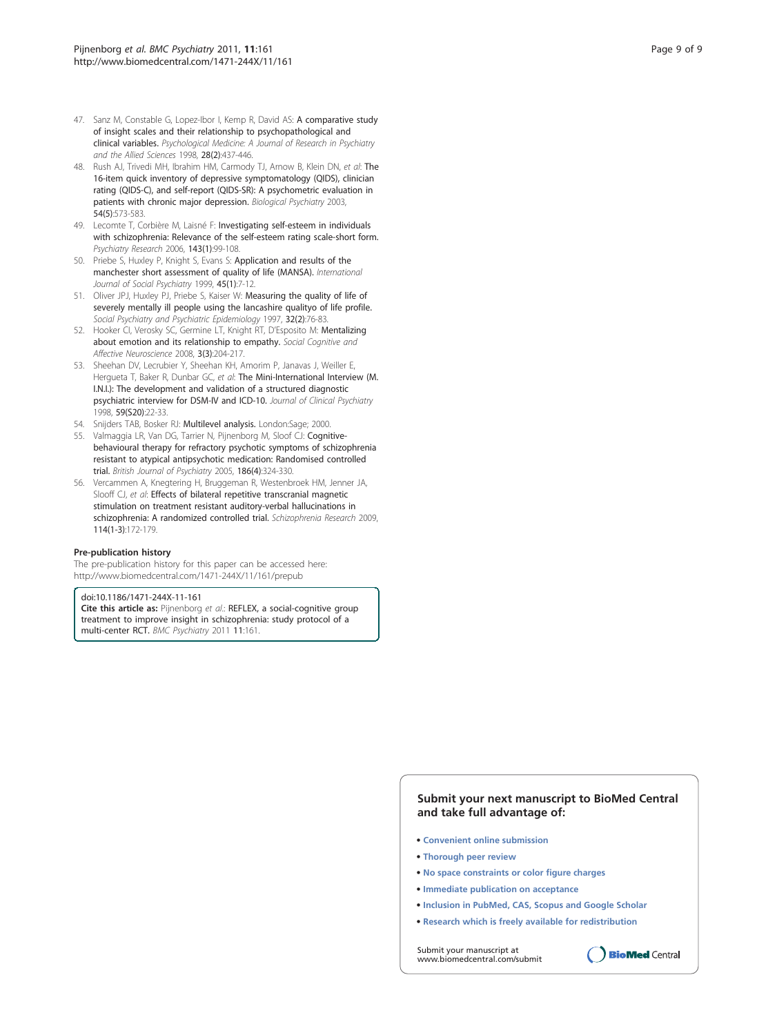47. Sanz M, Constable G, Lopez-Ibor I, Kemp R, David AS: **A comparative study of insight scales and their relationship to psychopathological and clinical variables.** *Psychological Medicine: A Journal of Research in Psychiatry and the Allied Sciences* 1998, **28(2)**:437-446.
48. Rush AJ, Trivedi MH, Ibrahim HM, Carmody TJ, Arnow B, Klein DN, *et al*: **The 16-item quick inventory of depressive symptomatology (QIDS), clinician rating (QIDS-C), and self-report (QIDS-SR): A psychometric evaluation in patients with chronic major depression.** *Biological Psychiatry* 2003, **54(5)**:573-583.
49. Lecomte T, Corbière M, Laisné F: **Investigating self-esteem in individuals with schizophrenia: Relevance of the self-esteem rating scale-short form.** *Psychiatry Research* 2006, **143(1)**:99-108.
50. Priebe S, Huxley P, Knight S, Evans S: **Application and results of the manchester short assessment of quality of life (MANSA).** *International Journal of Social Psychiatry* 1999, **45(1)**:7-12.
51. Oliver JPJ, Huxley PJ, Priebe S, Kaiser W: **Measuring the quality of life of severely mentally ill people using the lancashire qualityo of life profile.** *Social Psychiatry and Psychiatric Epidemiology* 1997, **32(2)**:76-83.
52. Hooker CI, Verosky SC, Germine LT, Knight RT, D'Esposito M: **Mentalizing about emotion and its relationship to empathy.** *Social Cognitive and Affective Neuroscience* 2008, **3(3)**:204-217.
53. Sheehan DV, Lecrubier Y, Sheehan KH, Amorim P, Janavas J, Weiller E, Hergueta T, Baker R, Dunbar GC, *et al*: **The Mini-International Interview (M.I.N.I.): The development and validation of a structured diagnostic psychiatric interview for DSM-IV and ICD-10.** *Journal of Clinical Psychiatry* 1998, **59(S20)**:22-33.
54. Snijders TAB, Bosker RJ: **Multilevel analysis.** London:Sage; 2000.
55. Valmaggia LR, Van DG, Tarrier N, Pijnenborg M, Sloof CJ: **Cognitive-behavioural therapy for refractory psychotic symptoms of schizophrenia resistant to atypical antipsychotic medication: Randomised controlled trial.** *British Journal of Psychiatry* 2005, **186(4)**:324-330.
56. Vercammen A, Knegtering H, Bruggeman R, Westenbroek HM, Jenner JA, Slooff CJ, *et al*: **Effects of bilateral repetitive transcranial magnetic stimulation on treatment resistant auditory-verbal hallucinations in schizophrenia: A randomized controlled trial.** *Schizophrenia Research* 2009, **114(1-3)**:172-179.

#### Pre-publication history

The pre-publication history for this paper can be accessed here:
http://www.biomedcentral.com/1471-244X/11/161/prepub

doi:10.1186/1471-244X-11-161

**Cite this article as:** Pijnenborg *et al.*: REFLEX, a social-cognitive group treatment to improve insight in schizophrenia: study protocol of a multi-center RCT. *BMC Psychiatry* 2011 **11**:161.

**Submit your next manuscript to BioMed Central and take full advantage of:**

- Convenient online submission
- Thorough peer review
- No space constraints or color figure charges
- Immediate publication on acceptance
- Inclusion in PubMed, CAS, Scopus and Google Scholar
- Research which is freely available for redistribution

Submit your manuscript at
www.biomedcentral.com/submit

BioMed Central